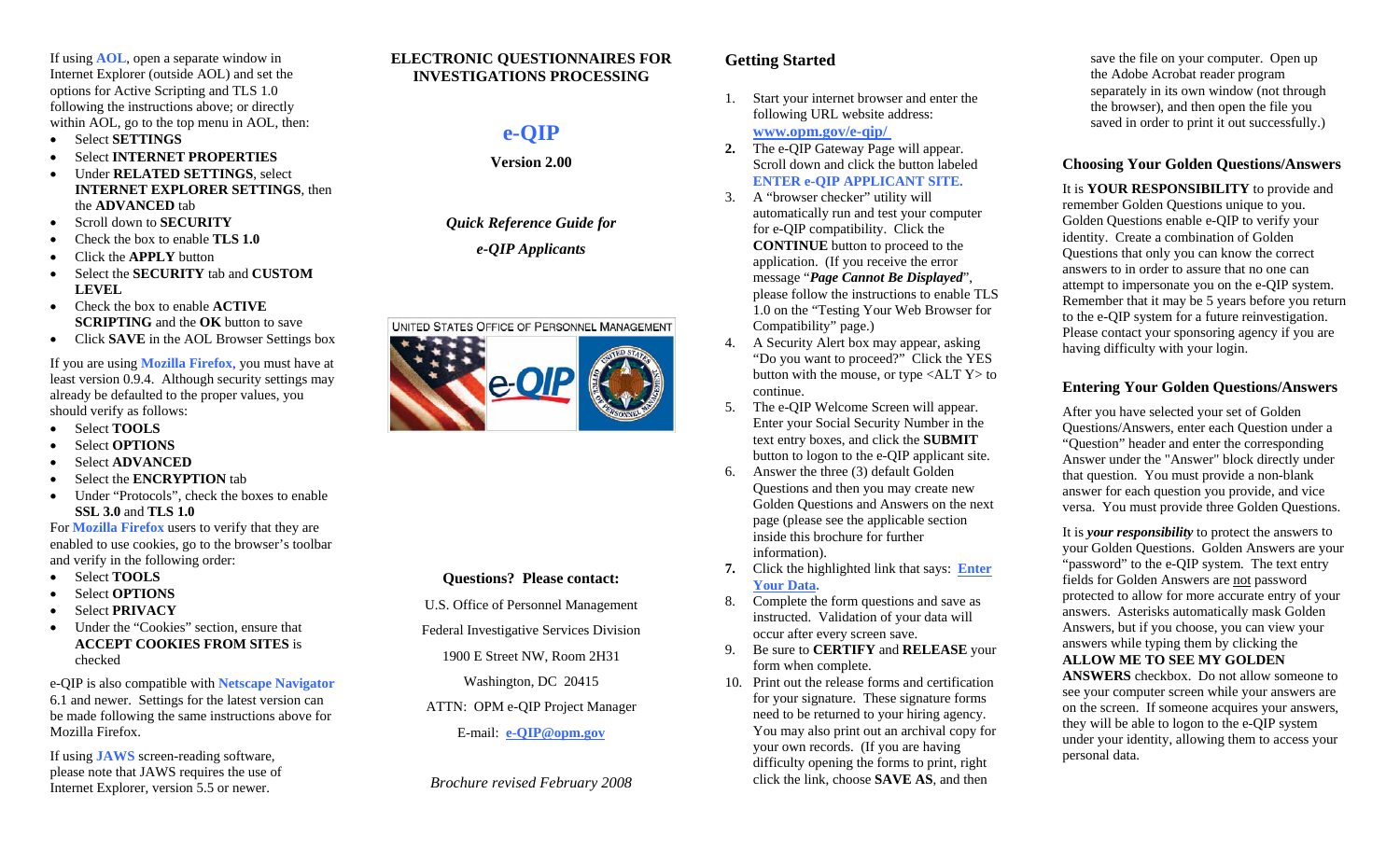If using **AOL**, open a separate window in Internet Explorer (outside AOL) and set the options for Active Scripting and TLS 1.0 following the instructions above; or directly within AOL, go to the top menu in AOL, then:

- Select **SETTINGS**
- Select **INTERNET PROPERTIES**
- Under **RELATED SETTINGS**, select **INTERNET EXPLORER SETTINGS**, then the **ADVANCED** tab
- Scroll down to **SECURITY**
- Check the box to enable **TLS 1.0**
- Click the **APPLY** button
- Select the **SECURITY** tab and **CUSTOM LEVEL**
- Check the box to enable **ACTIVE SCRIPTING** and the **OK** button to save
- Click **SAVE** in the AOL Browser Settings box

If you are using **Mozilla Firefox**, you must have at least version 0.9.4. Although security settings may already be defaulted to the proper values, you should verify as follows:

- Select **TOOLS**
- Select **OPTIONS**
- Select **ADVANCED**
- Select the **ENCRYPTION** tab
- Under "Protocols", check the boxes to enable **SSL 3.0** and **TLS 1.0**

For **Mozilla Firefox** users to verify that they are enabled to use cookies, go to the browser's toolbar and verify in the following order:

- Select **TOOLS**
- Select **OPTIONS**
- Select **PRIVACY**
- Under the "Cookies" section, ensure that **ACCEPT COOKIES FROM SITES** is checked

e-QIP is also compatible with **Netscape Navigator** 6.1 and newer. Settings for the latest version can be made following the same instructions above for Mozilla Firefox.

If using **JAWS** screen-reading software, please note that JAWS requires the use of Internet Explorer, version 5.5 or newer.

# ELECTRONIC QUESTIONNAIRES FOR INVESTIGATIONS PROCESSING

## e-QIP

**Version 2.00**

***Quick Reference Guide for e-QIP Applicants***

UNITED STATES OFFICE OF PERSONNEL MANAGEMENT

**Questions? Please contact:**

U.S. Office of Personnel Management

Federal Investigative Services Division

1900 E Street NW, Room 2H31

Washington, DC 20415

ATTN: OPM e-QIP Project Manager

E-mail: **e-QIP@opm.gov**

*Brochure revised February 2008*

## Getting Started

1. Start your internet browser and enter the following URL website address: **www.opm.gov/e-qip/**
2. The e-QIP Gateway Page will appear. Scroll down and click the button labeled **ENTER e-QIP APPLICANT SITE.**
3. A "browser checker" utility will automatically run and test your computer for e-QIP compatibility. Click the **CONTINUE** button to proceed to the application. (If you receive the error message "***Page Cannot Be Displayed***", please follow the instructions to enable TLS 1.0 on the "Testing Your Web Browser for Compatibility" page.)
4. A Security Alert box may appear, asking "Do you want to proceed?" Click the YES button with the mouse, or type <ALT Y> to continue.
5. The e-QIP Welcome Screen will appear. Enter your Social Security Number in the text entry boxes, and click the **SUBMIT** button to logon to the e-QIP applicant site.
6. Answer the three (3) default Golden Questions and then you may create new Golden Questions and Answers on the next page (please see the applicable section inside this brochure for further information).
7. Click the highlighted link that says: **Enter Your Data.**
8. Complete the form questions and save as instructed. Validation of your data will occur after every screen save.
9. Be sure to **CERTIFY** and **RELEASE** your form when complete.
10. Print out the release forms and certification for your signature. These signature forms need to be returned to your hiring agency. You may also print out an archival copy for your own records. (If you are having difficulty opening the forms to print, right click the link, choose **SAVE AS**, and then save the file on your computer. Open up the Adobe Acrobat reader program separately in its own window (not through the browser), and then open the file you saved in order to print it out successfully.)

## Choosing Your Golden Questions/Answers

It is **YOUR RESPONSIBILITY** to provide and remember Golden Questions unique to you. Golden Questions enable e-QIP to verify your identity. Create a combination of Golden Questions that only you can know the correct answers to in order to assure that no one can attempt to impersonate you on the e-QIP system. Remember that it may be 5 years before you return to the e-QIP system for a future reinvestigation. Please contact your sponsoring agency if you are having difficulty with your login.

## Entering Your Golden Questions/Answers

After you have selected your set of Golden Questions/Answers, enter each Question under a "Question" header and enter the corresponding Answer under the "Answer" block directly under that question. You must provide a non-blank answer for each question you provide, and vice versa. You must provide three Golden Questions.

It is ***your responsibility*** to protect the answers to your Golden Questions. Golden Answers are your "password" to the e-QIP system. The text entry fields for Golden Answers are not password protected to allow for more accurate entry of your answers. Asterisks automatically mask Golden Answers, but if you choose, you can view your answers while typing them by clicking the **ALLOW ME TO SEE MY GOLDEN ANSWERS** checkbox. Do not allow someone to see your computer screen while your answers are on the screen. If someone acquires your answers, they will be able to logon to the e-QIP system under your identity, allowing them to access your personal data.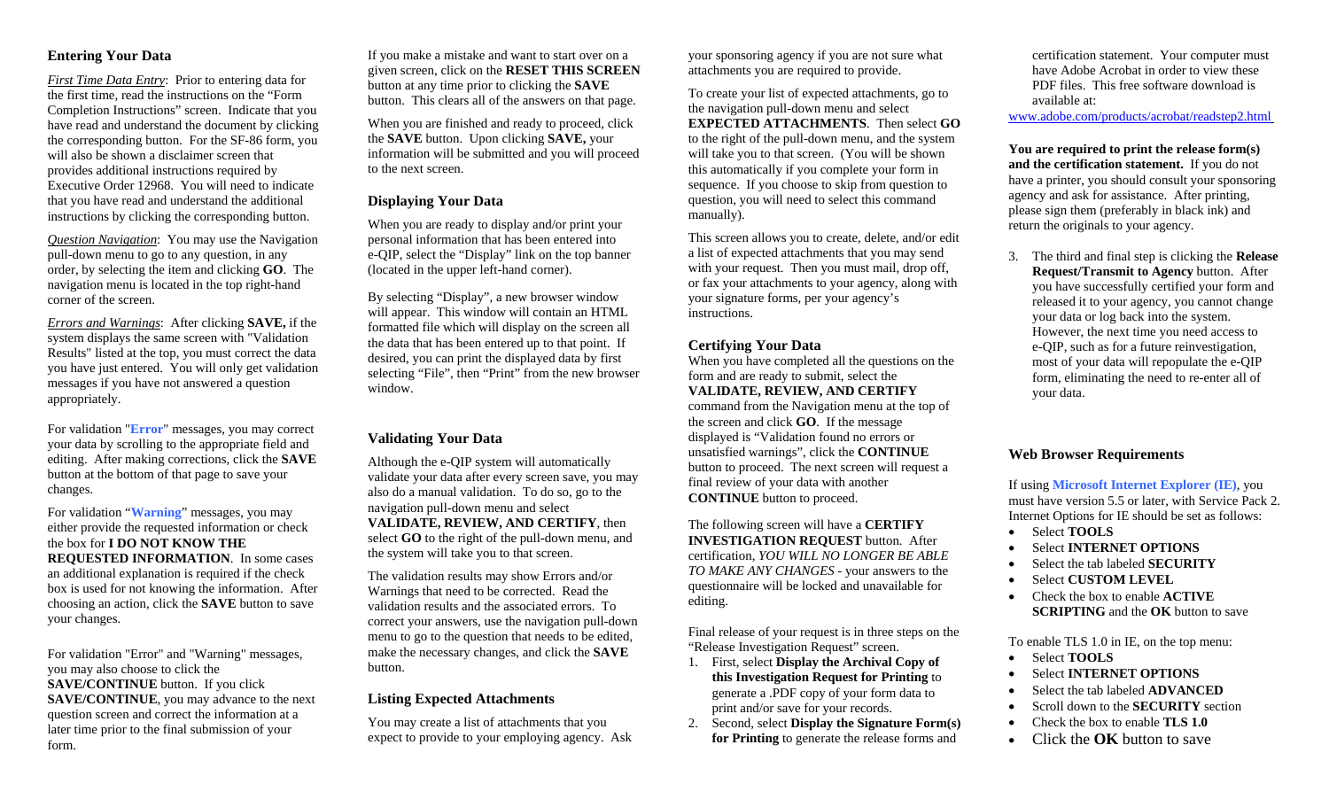## Entering Your Data

*First Time Data Entry*: Prior to entering data for the first time, read the instructions on the "Form Completion Instructions" screen. Indicate that you have read and understand the document by clicking the corresponding button. For the SF-86 form, you will also be shown a disclaimer screen that provides additional instructions required by Executive Order 12968. You will need to indicate that you have read and understand the additional instructions by clicking the corresponding button.

*Question Navigation*: You may use the Navigation pull-down menu to go to any question, in any order, by selecting the item and clicking **GO**. The navigation menu is located in the top right-hand corner of the screen.

*Errors and Warnings*: After clicking **SAVE,** if the system displays the same screen with "Validation Results" listed at the top, you must correct the data you have just entered. You will only get validation messages if you have not answered a question appropriately.

For validation "**Error**" messages, you may correct your data by scrolling to the appropriate field and editing. After making corrections, click the **SAVE** button at the bottom of that page to save your changes.

For validation "**Warning**" messages, you may either provide the requested information or check the box for **I DO NOT KNOW THE REQUESTED INFORMATION**. In some cases an additional explanation is required if the check box is used for not knowing the information. After choosing an action, click the **SAVE** button to save your changes.

For validation "Error" and "Warning" messages, you may also choose to click the **SAVE/CONTINUE** button. If you click **SAVE/CONTINUE**, you may advance to the next question screen and correct the information at a later time prior to the final submission of your form.

If you make a mistake and want to start over on a given screen, click on the **RESET THIS SCREEN** button at any time prior to clicking the **SAVE** button. This clears all of the answers on that page.

When you are finished and ready to proceed, click the **SAVE** button. Upon clicking **SAVE,** your information will be submitted and you will proceed to the next screen.

## Displaying Your Data

When you are ready to display and/or print your personal information that has been entered into e-QIP, select the "Display" link on the top banner (located in the upper left-hand corner).

By selecting "Display", a new browser window will appear. This window will contain an HTML formatted file which will display on the screen all the data that has been entered up to that point. If desired, you can print the displayed data by first selecting "File", then "Print" from the new browser window.

## Validating Your Data

Although the e-QIP system will automatically validate your data after every screen save, you may also do a manual validation. To do so, go to the navigation pull-down menu and select **VALIDATE, REVIEW, AND CERTIFY**, then select **GO** to the right of the pull-down menu, and the system will take you to that screen.

The validation results may show Errors and/or Warnings that need to be corrected. Read the validation results and the associated errors. To correct your answers, use the navigation pull-down menu to go to the question that needs to be edited, make the necessary changes, and click the **SAVE** button.

## Listing Expected Attachments

You may create a list of attachments that you expect to provide to your employing agency. Ask your sponsoring agency if you are not sure what attachments you are required to provide.

To create your list of expected attachments, go to the navigation pull-down menu and select **EXPECTED ATTACHMENTS**. Then select **GO** to the right of the pull-down menu, and the system will take you to that screen. (You will be shown this automatically if you complete your form in sequence. If you choose to skip from question to question, you will need to select this command manually).

This screen allows you to create, delete, and/or edit a list of expected attachments that you may send with your request. Then you must mail, drop off, or fax your attachments to your agency, along with your signature forms, per your agency's instructions.

## Certifying Your Data

When you have completed all the questions on the form and are ready to submit, select the **VALIDATE, REVIEW, AND CERTIFY** command from the Navigation menu at the top of the screen and click **GO**. If the message displayed is "Validation found no errors or unsatisfied warnings", click the **CONTINUE** button to proceed. The next screen will request a final review of your data with another **CONTINUE** button to proceed.

The following screen will have a **CERTIFY INVESTIGATION REQUEST** button. After certification, *YOU WILL NO LONGER BE ABLE TO MAKE ANY CHANGES* - your answers to the questionnaire will be locked and unavailable for editing.

Final release of your request is in three steps on the "Release Investigation Request" screen.

1. First, select **Display the Archival Copy of this Investigation Request for Printing** to generate a .PDF copy of your form data to print and/or save for your records.
2. Second, select **Display the Signature Form(s) for Printing** to generate the release forms and certification statement. Your computer must have Adobe Acrobat in order to view these PDF files. This free software download is available at:

www.adobe.com/products/acrobat/readstep2.html

**You are required to print the release form(s) and the certification statement.** If you do not have a printer, you should consult your sponsoring agency and ask for assistance. After printing, please sign them (preferably in black ink) and return the originals to your agency.

3. The third and final step is clicking the **Release Request/Transmit to Agency** button. After you have successfully certified your form and released it to your agency, you cannot change your data or log back into the system. However, the next time you need access to e-QIP, such as for a future reinvestigation, most of your data will repopulate the e-QIP form, eliminating the need to re-enter all of your data.

## Web Browser Requirements

If using **Microsoft Internet Explorer (IE)**, you must have version 5.5 or later, with Service Pack 2. Internet Options for IE should be set as follows:

- Select **TOOLS**
- Select **INTERNET OPTIONS**
- Select the tab labeled **SECURITY**
- Select **CUSTOM LEVEL**
- Check the box to enable **ACTIVE SCRIPTING** and the **OK** button to save

To enable TLS 1.0 in IE, on the top menu:

- Select **TOOLS**
- Select **INTERNET OPTIONS**
- Select the tab labeled **ADVANCED**
- Scroll down to the **SECURITY** section
- Check the box to enable **TLS 1.0**
- Click the **OK** button to save